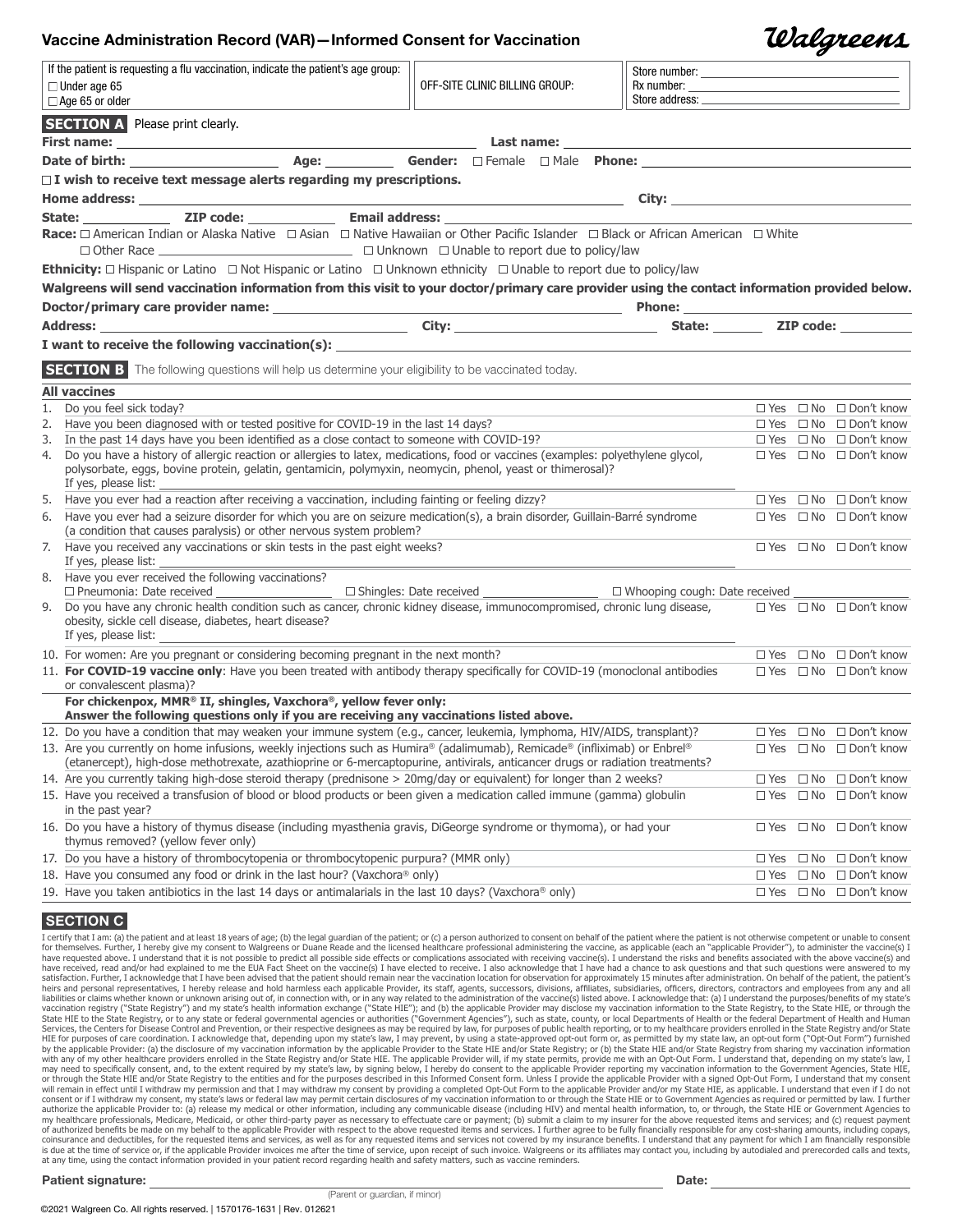# Vaccine Administration Record (VAR)—Informed Consent for Vaccination

Walgreens

| If the patient is requesting a flu vaccination, indicate the patient's age group: ☐ Under age 65 ☐ Age 65 or older | OFF-SITE CLINIC BILLING GROUP: | Store number: ____ Rx number: ____ Store address: ____ |
|---|---|---|

**SECTION A** Please print clearly.

**First name:** ____________ **Last name:** ____________

**Date of birth:** ____________ **Age:** ______ **Gender:** ☐ Female ☐ Male **Phone:** ____________

☐ **I wish to receive text message alerts regarding my prescriptions.**

**Home address:** ____________ **City:** ____________

**State:** ______ **ZIP code:** ______ **Email address:** ____________

**Race:** ☐ American Indian or Alaska Native ☐ Asian ☐ Native Hawaiian or Other Pacific Islander ☐ Black or African American ☐ White
☐ Other Race ____________ ☐ Unknown ☐ Unable to report due to policy/law

**Ethnicity:** ☐ Hispanic or Latino ☐ Not Hispanic or Latino ☐ Unknown ethnicity ☐ Unable to report due to policy/law

**Walgreens will send vaccination information from this visit to your doctor/primary care provider using the contact information provided below.**

**Doctor/primary care provider name:** ____________ **Phone:** ____________

**Address:** ____________ **City:** ____________ **State:** ______ **ZIP code:** ______

**I want to receive the following vaccination(s):** ____________

**SECTION B** The following questions will help us determine your eligibility to be vaccinated today.

| **All vaccines** | |
|---|---|
| 1. Do you feel sick today? | ☐ Yes ☐ No ☐ Don't know |
| 2. Have you been diagnosed with or tested positive for COVID-19 in the last 14 days? | ☐ Yes ☐ No ☐ Don't know |
| 3. In the past 14 days have you been identified as a close contact to someone with COVID-19? | ☐ Yes ☐ No ☐ Don't know |
| 4. Do you have a history of allergic reaction or allergies to latex, medications, food or vaccines (examples: polyethylene glycol, polysorbate, eggs, bovine protein, gelatin, gentamicin, polymyxin, neomycin, phenol, yeast or thimerosal)? If yes, please list: ____________ | ☐ Yes ☐ No ☐ Don't know |
| 5. Have you ever had a reaction after receiving a vaccination, including fainting or feeling dizzy? | ☐ Yes ☐ No ☐ Don't know |
| 6. Have you ever had a seizure disorder for which you are on seizure medication(s), a brain disorder, Guillain-Barré syndrome (a condition that causes paralysis) or other nervous system problem? | ☐ Yes ☐ No ☐ Don't know |
| 7. Have you received any vaccinations or skin tests in the past eight weeks? If yes, please list: ____________ | ☐ Yes ☐ No ☐ Don't know |
| 8. Have you ever received the following vaccinations? ☐ Pneumonia: Date received ______ ☐ Shingles: Date received ______ ☐ Whooping cough: Date received ______ | |
| 9. Do you have any chronic health condition such as cancer, chronic kidney disease, immunocompromised, chronic lung disease, obesity, sickle cell disease, diabetes, heart disease? If yes, please list: ____________ | ☐ Yes ☐ No ☐ Don't know |
| 10. For women: Are you pregnant or considering becoming pregnant in the next month? | ☐ Yes ☐ No ☐ Don't know |
| 11. **For COVID-19 vaccine only**: Have you been treated with antibody therapy specifically for COVID-19 (monoclonal antibodies or convalescent plasma)? | ☐ Yes ☐ No ☐ Don't know |
| **For chickenpox, MMR® II, shingles, Vaxchora®, yellow fever only: Answer the following questions only if you are receiving any vaccinations listed above.** | |
| 12. Do you have a condition that may weaken your immune system (e.g., cancer, leukemia, lymphoma, HIV/AIDS, transplant)? | ☐ Yes ☐ No ☐ Don't know |
| 13. Are you currently on home infusions, weekly injections such as Humira® (adalimumab), Remicade® (infliximab) or Enbrel® (etanercept), high-dose methotrexate, azathioprine or 6-mercaptopurine, antivirals, anticancer drugs or radiation treatments? | ☐ Yes ☐ No ☐ Don't know |
| 14. Are you currently taking high-dose steroid therapy (prednisone > 20mg/day or equivalent) for longer than 2 weeks? | ☐ Yes ☐ No ☐ Don't know |
| 15. Have you received a transfusion of blood or blood products or been given a medication called immune (gamma) globulin in the past year? | ☐ Yes ☐ No ☐ Don't know |
| 16. Do you have a history of thymus disease (including myasthenia gravis, DiGeorge syndrome or thymoma), or had your thymus removed? (yellow fever only) | ☐ Yes ☐ No ☐ Don't know |
| 17. Do you have a history of thrombocytopenia or thrombocytopenic purpura? (MMR only) | ☐ Yes ☐ No ☐ Don't know |
| 18. Have you consumed any food or drink in the last hour? (Vaxchora® only) | ☐ Yes ☐ No ☐ Don't know |
| 19. Have you taken antibiotics in the last 14 days or antimalarials in the last 10 days? (Vaxchora® only) | ☐ Yes ☐ No ☐ Don't know |

**SECTION C**

I certify that I am: (a) the patient and at least 18 years of age; (b) the legal guardian of the patient; or (c) a person authorized to consent on behalf of the patient where the patient is not otherwise competent or unable to consent for themselves. Further, I hereby give my consent to Walgreens or Duane Reade and the licensed healthcare professional administering the vaccine, as applicable (each an "applicable Provider"), to administer the vaccine(s) I have requested above. I understand that it is not possible to predict all possible side effects or complications associated with receiving vaccine(s). I understand the risks and benefits associated with the above vaccine(s) and have received, read and/or had explained to me the EUA Fact Sheet on the vaccine(s) I have elected to receive. I also acknowledge that I have had a chance to ask questions and that such questions were answered to my satisfaction. Further, I acknowledge that I have been advised that the patient should remain near the vaccination location for observation for approximately 15 minutes after administration. On behalf of the patient, the patient's heirs and personal representatives, I hereby release and hold harmless each applicable Provider, its staff, agents, successors, divisions, affiliates, subsidiaries, officers, directors, contractors and employees from any and all liabilities or claims whether known or unknown arising out of, in connection with, or in any way related to the administration of the vaccine(s) listed above. I acknowledge that: (a) I understand the purposes/benefits of my state's vaccination registry ("State Registry") and my state's health information exchange ("State HIE"); and (b) the applicable Provider may disclose my vaccination information to the State Registry, to the State HIE, or through the State HIE to the State Registry, or to any state or federal governmental agencies or authorities ("Government Agencies"), such as state, county, or local Departments of Health or the federal Department of Health and Human Services, the Centers for Disease Control and Prevention, or their respective designees as may be required by law, for purposes of public health reporting, or to my healthcare providers enrolled in the State Registry and/or State HIE for purposes of care coordination. I acknowledge that, depending upon my state's law, I may prevent, by using a state-approved opt-out form or, as permitted by my state law, an opt-out form ("Opt-Out Form") furnished by the applicable Provider: (a) the disclosure of my vaccination information by the applicable Provider to the State HIE and/or State Registry; or (b) the State HIE and/or State Registry from sharing my vaccination information with any of my other healthcare providers enrolled in the State Registry and/or State HIE. The applicable Provider will, if my state permits, provide me with an Opt-Out Form. I understand that, depending on my state's law, I may need to specifically consent, and, to the extent required by my state's law, by signing below, I hereby do consent to the applicable Provider reporting my vaccination information to the Government Agencies, State HIE, or through the State HIE and/or State Registry to the entities and for the purposes described in this Informed Consent form. Unless I provide the applicable Provider with a signed Opt-Out Form, I understand that my consent will remain in effect until I withdraw my permission and that I may withdraw my consent by providing a completed Opt-Out Form to the applicable Provider and/or my State HIE, as applicable. I understand that even if I do not consent or if I withdraw my consent, my state's laws or federal law may permit certain disclosures of my vaccination information to or through the State HIE or to Government Agencies as required or permitted by law. I further authorize the applicable Provider to: (a) release my medical or other information, including any communicable disease (including HIV) and mental health information, to, or through, the State HIE or Government Agencies to my healthcare professionals, Medicare, Medicaid, or other third-party payer as necessary to effectuate care or payment; (b) submit a claim to my insurer for the above requested items and services; and (c) request payment of authorized benefits be made on my behalf to the applicable Provider with respect to the above requested items and services. I further agree to be fully financially responsible for any cost-sharing amounts, including copays, coinsurance and deductibles, for the requested items and services, as well as for any requested items and services not covered by my insurance benefits. I understand that any payment for which I am financially responsible is due at the time of service or, if the applicable Provider invoices me after the time of service, upon receipt of such invoice. Walgreens or its affiliates may contact you, including by autodialed and prerecorded calls and texts, at any time, using the contact information provided in your patient record regarding health and safety matters, such as vaccine reminders.

**Patient signature:** ____________ **Date:** ____________
(Parent or guardian, if minor)

©2021 Walgreen Co. All rights reserved. | 1570176-1631 | Rev. 012621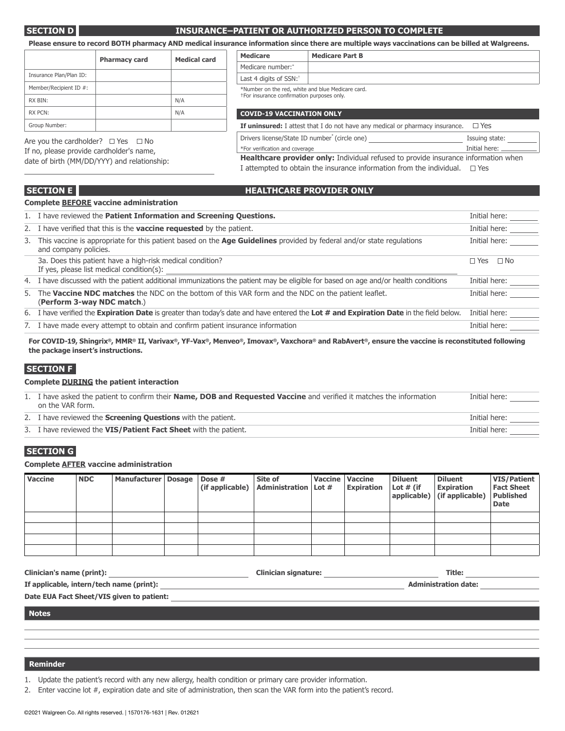## SECTION D — INSURANCE–PATIENT OR AUTHORIZED PERSON TO COMPLETE

**Please ensure to record BOTH pharmacy AND medical insurance information since there are multiple ways vaccinations can be billed at Walgreens.**

| | Pharmacy card | Medical card |
|---|---|---|
| Insurance Plan/Plan ID: | | |
| Member/Recipient ID #: | | |
| RX BIN: | | N/A |
| RX PCN: | | N/A |
| Group Number: | | |

Are you the cardholder? ☐ Yes ☐ No

If no, please provide cardholder's name, date of birth (MM/DD/YYY) and relationship: ____________________

| Medicare | Medicare Part B |
|---|---|
| Medicare number:* | |
| Last 4 digits of SSN:† | |

*Number on the red, white and blue Medicare card.
†For insurance confirmation purposes only.

**COVID-19 VACCINATION ONLY**

**If uninsured:** I attest that I do not have any medical or pharmacy insurance. ☐ Yes

Drivers license/State ID number* (circle one) ____________________ Issuing state: ________

*For verification and coverage Initial here: ________

**Healthcare provider only:** Individual refused to provide insurance information when I attempted to obtain the insurance information from the individual. ☐ Yes

## SECTION E — HEALTHCARE PROVIDER ONLY

**Complete BEFORE vaccine administration**

1. I have reviewed the **Patient Information and Screening Questions.** Initial here: ________
2. I have verified that this is the **vaccine requested** by the patient. Initial here: ________
3. This vaccine is appropriate for this patient based on the **Age Guidelines** provided by federal and/or state regulations and company policies. Initial here: ________
   3a. Does this patient have a high-risk medical condition? ☐ Yes ☐ No
   If yes, please list medical condition(s): ____________________
4. I have discussed with the patient additional immunizations the patient may be eligible for based on age and/or health conditions Initial here: ________
5. The **Vaccine NDC matches** the NDC on the bottom of this VAR form and the NDC on the patient leaflet. (**Perform 3-way NDC match**.) Initial here: ________
6. I have verified the **Expiration Date** is greater than today's date and have entered the **Lot # and Expiration Date** in the field below. Initial here: ________
7. I have made every attempt to obtain and confirm patient insurance information Initial here: ________

**For COVID-19, Shingrix®, MMR® II, Varivax®, YF-Vax®, Menveo®, Imovax®, Vaxchora® and RabAvert®, ensure the vaccine is reconstituted following the package insert's instructions.**

## SECTION F

**Complete DURING the patient interaction**

1. I have asked the patient to confirm their **Name, DOB and Requested Vaccine** and verified it matches the information on the VAR form. Initial here: ________
2. I have reviewed the **Screening Questions** with the patient. Initial here: ________
3. I have reviewed the **VIS/Patient Fact Sheet** with the patient. Initial here: ________

## SECTION G

**Complete AFTER vaccine administration**

| Vaccine | NDC | Manufacturer | Dosage | Dose # (if applicable) | Site of Administration | Vaccine Lot # | Vaccine Expiration | Diluent Lot # (if applicable) | Diluent Expiration (if applicable) | VIS/Patient Fact Sheet Published Date |
|---|---|---|---|---|---|---|---|---|---|---|
| | | | | | | | | | | |
| | | | | | | | | | | |
| | | | | | | | | | | |
| | | | | | | | | | | |

**Clinician's name (print):** ____________________ **Clinician signature:** ____________________ **Title:** ____________

**If applicable, intern/tech name (print):** ____________________ **Administration date:** ____________

**Date EUA Fact Sheet/VIS given to patient:** ____________________

### Notes

### Reminder

1. Update the patient's record with any new allergy, health condition or primary care provider information.
2. Enter vaccine lot #, expiration date and site of administration, then scan the VAR form into the patient's record.

©2021 Walgreen Co. All rights reserved. | 1570176-1631 | Rev. 012621